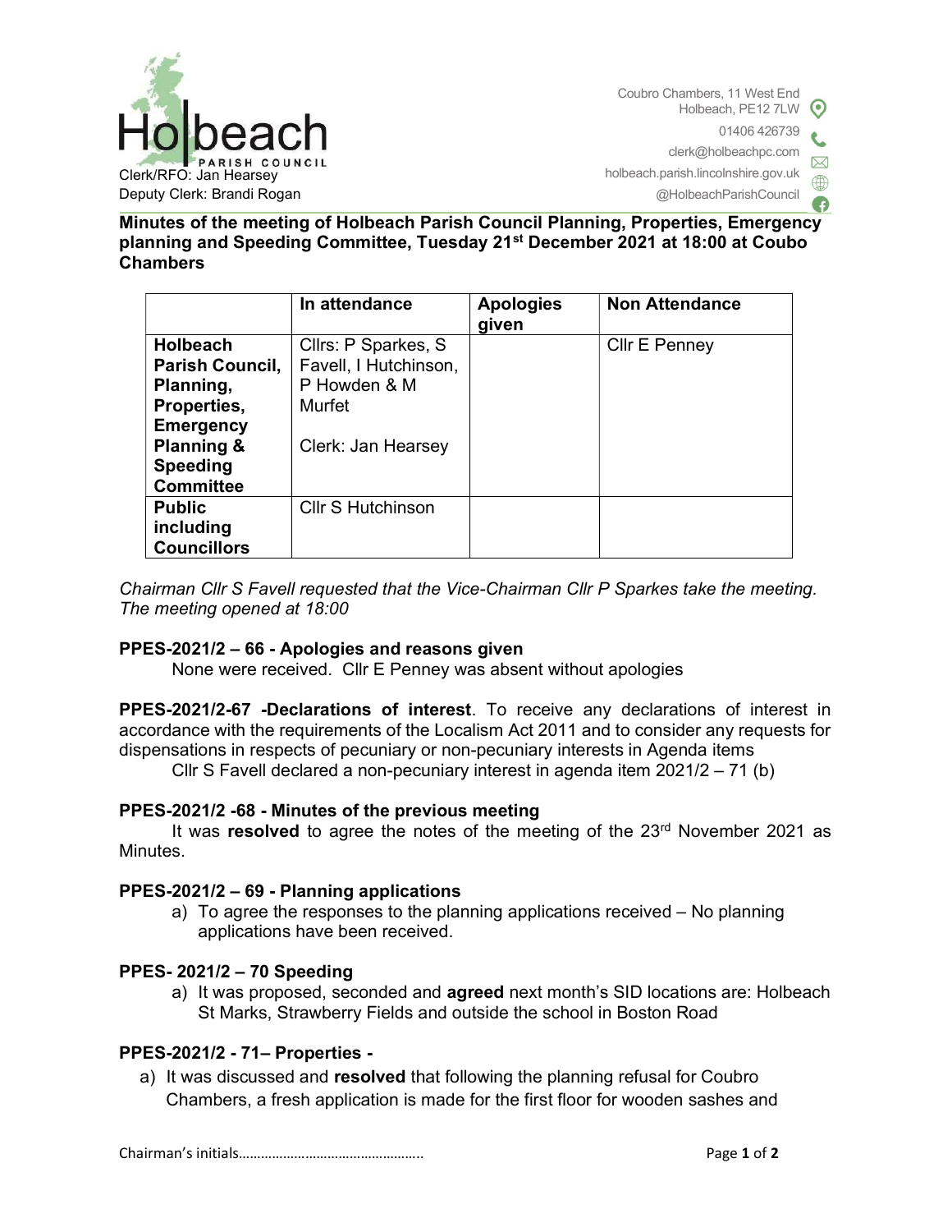Clerk/RFO: Jan Hearsey
Deputy Clerk: Brandi Rogan

Coubro Chambers, 11 West End
Holbeach, PE12 7LW
01406 426739
clerk@holbeachpc.com
holbeach.parish.lincolnshire.gov.uk
@HolbeachParishCouncil

**Minutes of the meeting of Holbeach Parish Council Planning, Properties, Emergency planning and Speeding Committee, Tuesday 21st December 2021 at 18:00 at Coubo Chambers**

| | In attendance | Apologies given | Non Attendance |
|---|---|---|---|
| **Holbeach Parish Council, Planning, Properties, Emergency Planning & Speeding Committee** | Cllrs: P Sparkes, S Favell, I Hutchinson, P Howden & M Murfet<br><br>Clerk: Jan Hearsey | | Cllr E Penney |
| **Public including Councillors** | Cllr S Hutchinson | | |

*Chairman Cllr S Favell requested that the Vice-Chairman Cllr P Sparkes take the meeting. The meeting opened at 18:00*

### PPES-2021/2 – 66 - Apologies and reasons given

None were received. Cllr E Penney was absent without apologies

**PPES-2021/2-67 -Declarations of interest**. To receive any declarations of interest in accordance with the requirements of the Localism Act 2011 and to consider any requests for dispensations in respects of pecuniary or non-pecuniary interests in Agenda items

Cllr S Favell declared a non-pecuniary interest in agenda item 2021/2 – 71 (b)

### PPES-2021/2 -68 - Minutes of the previous meeting

It was **resolved** to agree the notes of the meeting of the 23rd November 2021 as Minutes.

### PPES-2021/2 – 69 - Planning applications

a) To agree the responses to the planning applications received – No planning applications have been received.

### PPES- 2021/2 – 70 Speeding

a) It was proposed, seconded and **agreed** next month's SID locations are: Holbeach St Marks, Strawberry Fields and outside the school in Boston Road

### PPES-2021/2 - 71– Properties -

a) It was discussed and **resolved** that following the planning refusal for Coubro Chambers, a fresh application is made for the first floor for wooden sashes and

Chairman's initials…………………………………………..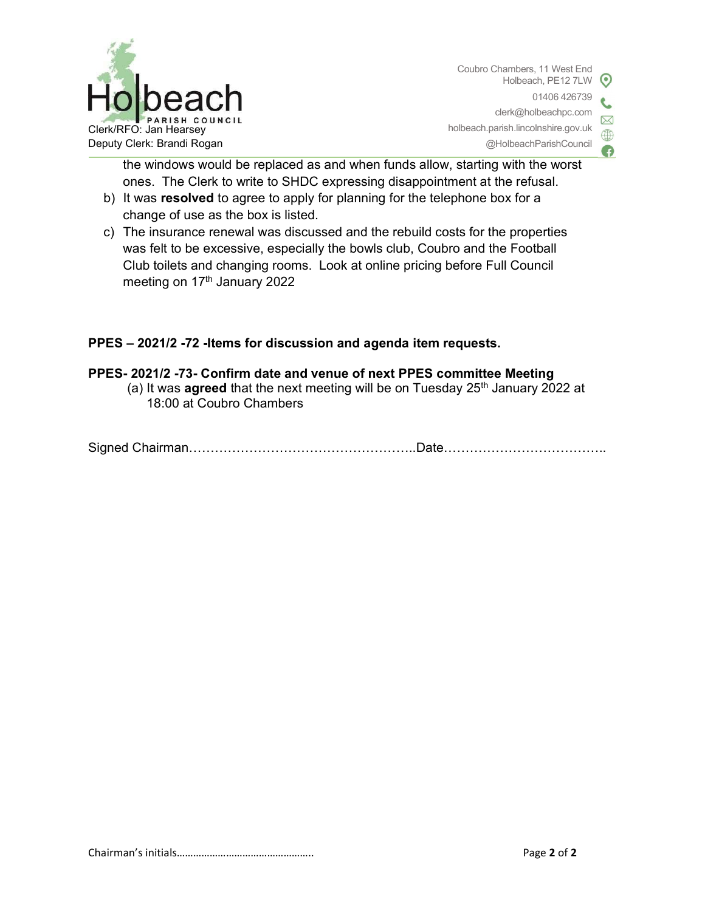the windows would be replaced as and when funds allow, starting with the worst ones. The Clerk to write to SHDC expressing disappointment at the refusal.

b) It was **resolved** to agree to apply for planning for the telephone box for a change of use as the box is listed.

c) The insurance renewal was discussed and the rebuild costs for the properties was felt to be excessive, especially the bowls club, Coubro and the Football Club toilets and changing rooms. Look at online pricing before Full Council meeting on 17th January 2022

**PPES – 2021/2 -72 -Items for discussion and agenda item requests.**

**PPES- 2021/2 -73- Confirm date and venue of next PPES committee Meeting**

(a) It was **agreed** that the next meeting will be on Tuesday 25th January 2022 at 18:00 at Coubro Chambers

Signed Chairman……………………………………………..Date………………………………..

Chairman's initials…………………………………………..